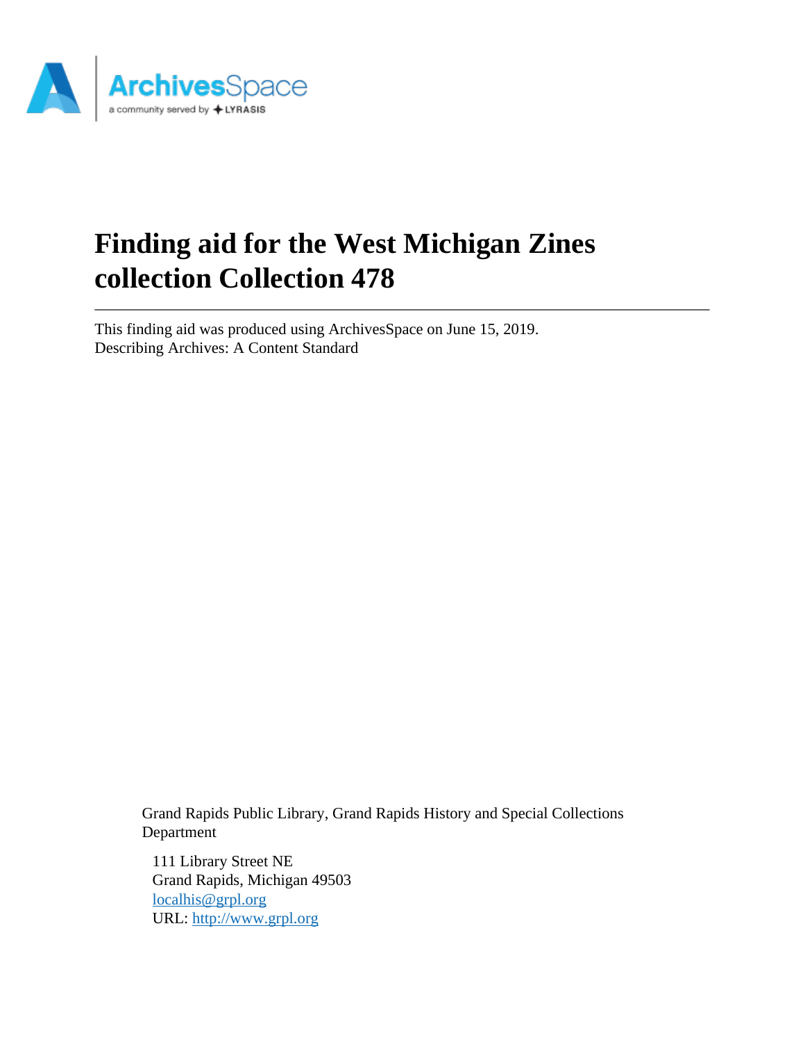# Finding aid for the West Michigan Zines collection Collection 478

This finding aid was produced using ArchivesSpace on June 15, 2019.
Describing Archives: A Content Standard

Grand Rapids Public Library, Grand Rapids History and Special Collections Department

111 Library Street NE
Grand Rapids, Michigan 49503
localhis@grpl.org
URL: http://www.grpl.org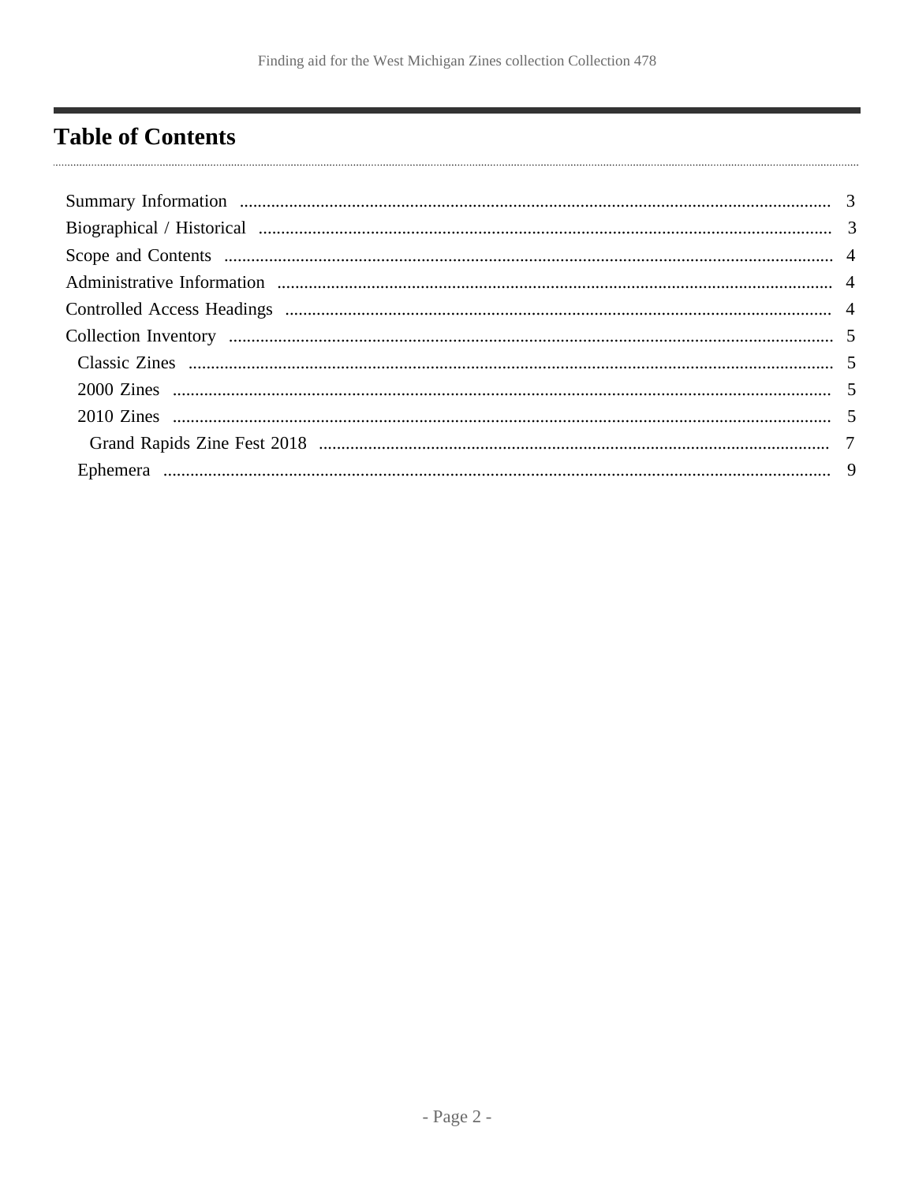# Table of Contents

- Summary Information ... 3
- Biographical / Historical ... 3
- Scope and Contents ... 4
- Administrative Information ... 4
- Controlled Access Headings ... 4
- Collection Inventory ... 5
  - Classic Zines ... 5
  - 2000 Zines ... 5
  - 2010 Zines ... 5
    - Grand Rapids Zine Fest 2018 ... 7
  - Ephemera ... 9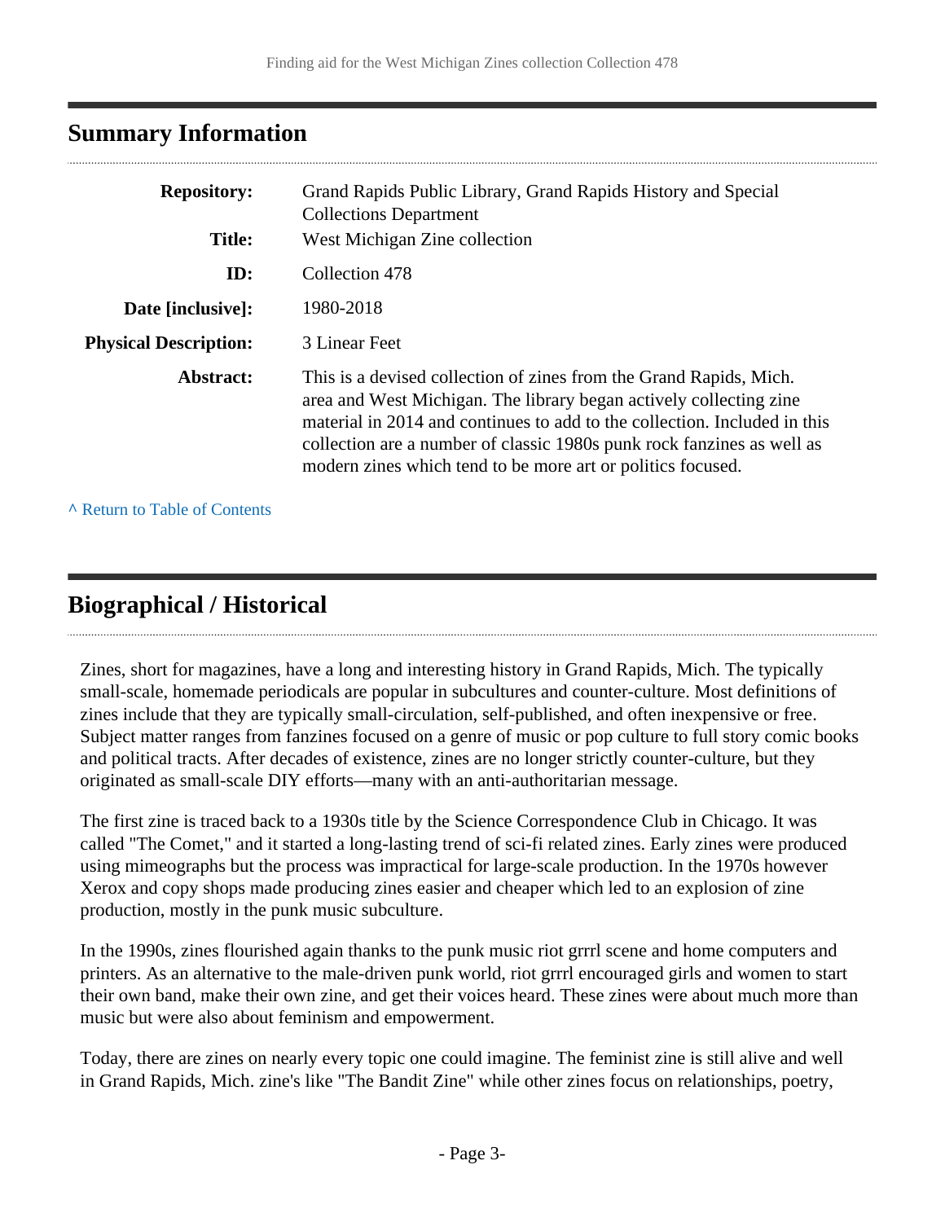## Summary Information

| | |
|---|---|
| **Repository:** | Grand Rapids Public Library, Grand Rapids History and Special Collections Department |
| **Title:** | West Michigan Zine collection |
| **ID:** | Collection 478 |
| **Date [inclusive]:** | 1980-2018 |
| **Physical Description:** | 3 Linear Feet |
| **Abstract:** | This is a devised collection of zines from the Grand Rapids, Mich. area and West Michigan. The library began actively collecting zine material in 2014 and continues to add to the collection. Included in this collection are a number of classic 1980s punk rock fanzines as well as modern zines which tend to be more art or politics focused. |

^ Return to Table of Contents

## Biographical / Historical

Zines, short for magazines, have a long and interesting history in Grand Rapids, Mich. The typically small-scale, homemade periodicals are popular in subcultures and counter-culture. Most definitions of zines include that they are typically small-circulation, self-published, and often inexpensive or free. Subject matter ranges from fanzines focused on a genre of music or pop culture to full story comic books and political tracts. After decades of existence, zines are no longer strictly counter-culture, but they originated as small-scale DIY efforts—many with an anti-authoritarian message.

The first zine is traced back to a 1930s title by the Science Correspondence Club in Chicago. It was called "The Comet," and it started a long-lasting trend of sci-fi related zines. Early zines were produced using mimeographs but the process was impractical for large-scale production. In the 1970s however Xerox and copy shops made producing zines easier and cheaper which led to an explosion of zine production, mostly in the punk music subculture.

In the 1990s, zines flourished again thanks to the punk music riot grrrl scene and home computers and printers. As an alternative to the male-driven punk world, riot grrrl encouraged girls and women to start their own band, make their own zine, and get their voices heard. These zines were about much more than music but were also about feminism and empowerment.

Today, there are zines on nearly every topic one could imagine. The feminist zine is still alive and well in Grand Rapids, Mich. zine's like "The Bandit Zine" while other zines focus on relationships, poetry,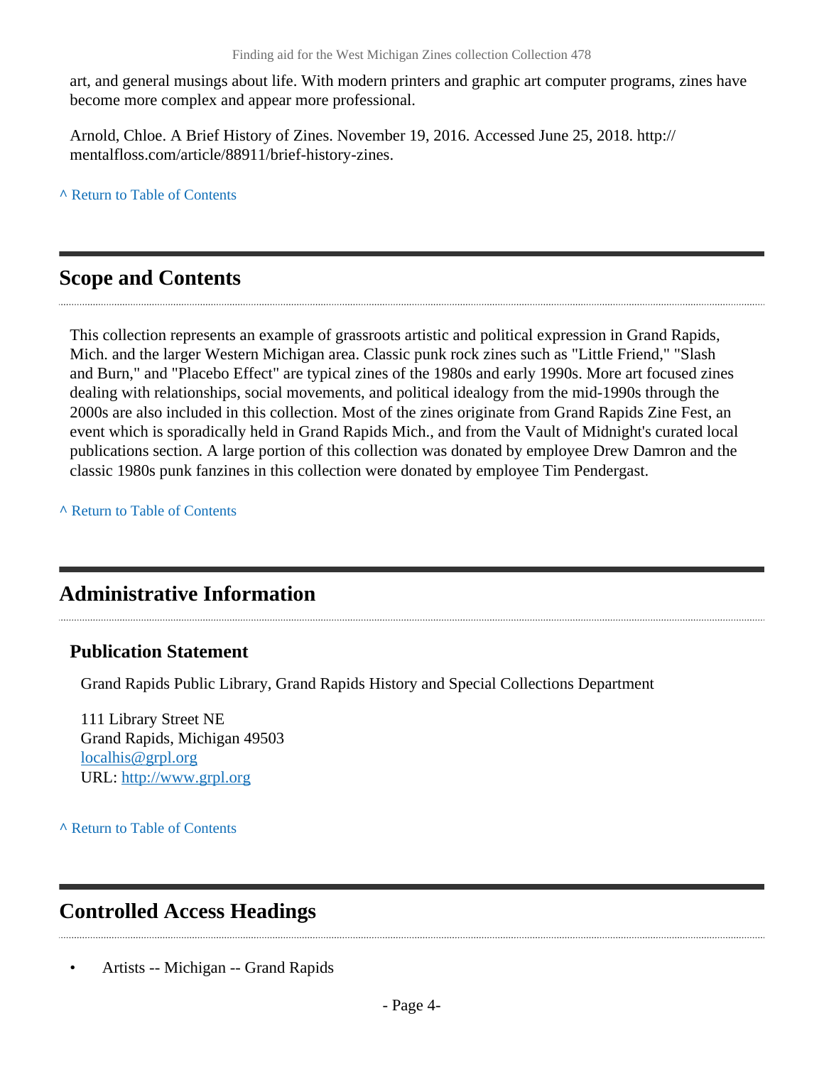art, and general musings about life. With modern printers and graphic art computer programs, zines have become more complex and appear more professional.

Arnold, Chloe. A Brief History of Zines. November 19, 2016. Accessed June 25, 2018. http://mentalfloss.com/article/88911/brief-history-zines.

^ Return to Table of Contents

## Scope and Contents

This collection represents an example of grassroots artistic and political expression in Grand Rapids, Mich. and the larger Western Michigan area. Classic punk rock zines such as "Little Friend," "Slash and Burn," and "Placebo Effect" are typical zines of the 1980s and early 1990s. More art focused zines dealing with relationships, social movements, and political idealogy from the mid-1990s through the 2000s are also included in this collection. Most of the zines originate from Grand Rapids Zine Fest, an event which is sporadically held in Grand Rapids Mich., and from the Vault of Midnight's curated local publications section. A large portion of this collection was donated by employee Drew Damron and the classic 1980s punk fanzines in this collection were donated by employee Tim Pendergast.

^ Return to Table of Contents

## Administrative Information

### Publication Statement

Grand Rapids Public Library, Grand Rapids History and Special Collections Department

111 Library Street NE
Grand Rapids, Michigan 49503
localhis@grpl.org
URL: http://www.grpl.org

^ Return to Table of Contents

## Controlled Access Headings

- Artists -- Michigan -- Grand Rapids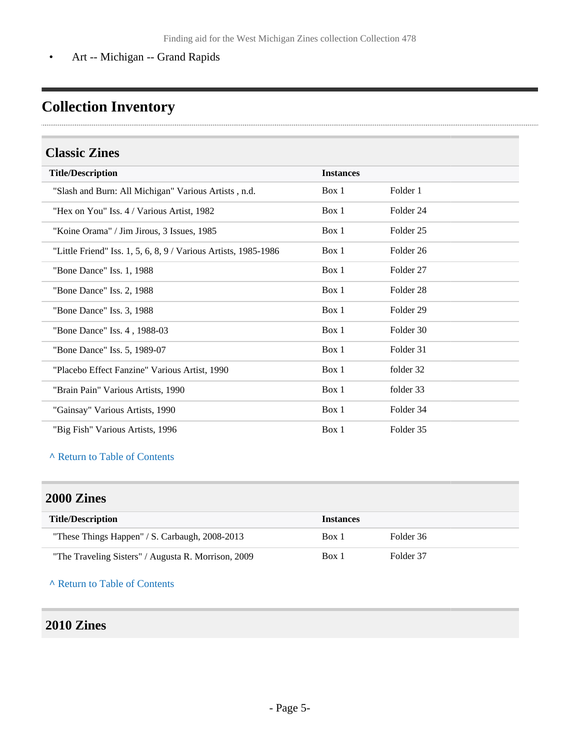- Art -- Michigan -- Grand Rapids

## Collection Inventory

### Classic Zines

| Title/Description | Instances | |
|---|---|---|
| "Slash and Burn: All Michigan" Various Artists , n.d. | Box 1 | Folder 1 |
| "Hex on You" Iss. 4 / Various Artist, 1982 | Box 1 | Folder 24 |
| "Koine Orama" / Jim Jirous, 3 Issues, 1985 | Box 1 | Folder 25 |
| "Little Friend" Iss. 1, 5, 6, 8, 9 / Various Artists, 1985-1986 | Box 1 | Folder 26 |
| "Bone Dance" Iss. 1, 1988 | Box 1 | Folder 27 |
| "Bone Dance" Iss. 2, 1988 | Box 1 | Folder 28 |
| "Bone Dance" Iss. 3, 1988 | Box 1 | Folder 29 |
| "Bone Dance" Iss. 4 , 1988-03 | Box 1 | Folder 30 |
| "Bone Dance" Iss. 5, 1989-07 | Box 1 | Folder 31 |
| "Placebo Effect Fanzine" Various Artist, 1990 | Box 1 | folder 32 |
| "Brain Pain" Various Artists, 1990 | Box 1 | folder 33 |
| "Gainsay" Various Artists, 1990 | Box 1 | Folder 34 |
| "Big Fish" Various Artists, 1996 | Box 1 | Folder 35 |

^ Return to Table of Contents

### 2000 Zines

| Title/Description | Instances | |
|---|---|---|
| "These Things Happen" / S. Carbaugh, 2008-2013 | Box 1 | Folder 36 |
| "The Traveling Sisters" / Augusta R. Morrison, 2009 | Box 1 | Folder 37 |

^ Return to Table of Contents

### 2010 Zines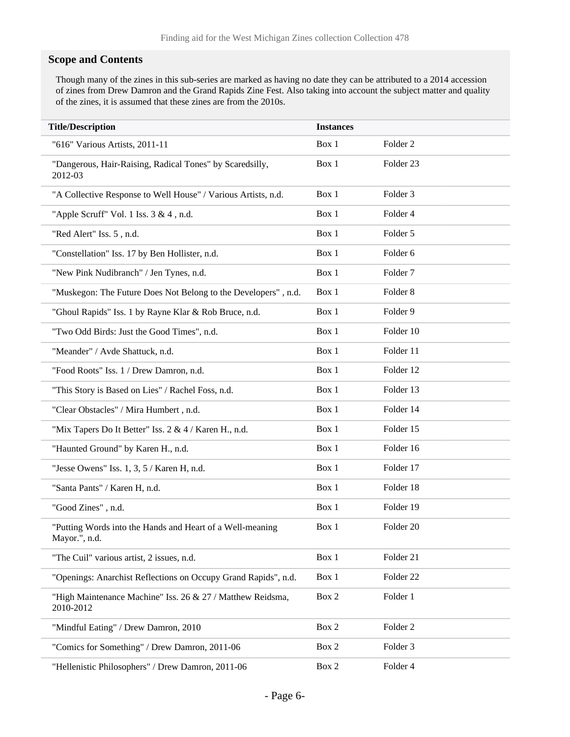## Scope and Contents

Though many of the zines in this sub-series are marked as having no date they can be attributed to a 2014 accession of zines from Drew Damron and the Grand Rapids Zine Fest. Also taking into account the subject matter and quality of the zines, it is assumed that these zines are from the 2010s.

| Title/Description | Instances | |
|---|---|---|
| "616" Various Artists, 2011-11 | Box 1 | Folder 2 |
| "Dangerous, Hair-Raising, Radical Tones" by Scaredsilly, 2012-03 | Box 1 | Folder 23 |
| "A Collective Response to Well House" / Various Artists, n.d. | Box 1 | Folder 3 |
| "Apple Scruff" Vol. 1 Iss. 3 & 4 , n.d. | Box 1 | Folder 4 |
| "Red Alert" Iss. 5 , n.d. | Box 1 | Folder 5 |
| "Constellation" Iss. 17 by Ben Hollister, n.d. | Box 1 | Folder 6 |
| "New Pink Nudibranch" / Jen Tynes, n.d. | Box 1 | Folder 7 |
| "Muskegon: The Future Does Not Belong to the Developers" , n.d. | Box 1 | Folder 8 |
| "Ghoul Rapids" Iss. 1 by Rayne Klar & Rob Bruce, n.d. | Box 1 | Folder 9 |
| "Two Odd Birds: Just the Good Times", n.d. | Box 1 | Folder 10 |
| "Meander" / Avde Shattuck, n.d. | Box 1 | Folder 11 |
| "Food Roots" Iss. 1 / Drew Damron, n.d. | Box 1 | Folder 12 |
| "This Story is Based on Lies" / Rachel Foss, n.d. | Box 1 | Folder 13 |
| "Clear Obstacles" / Mira Humbert , n.d. | Box 1 | Folder 14 |
| "Mix Tapers Do It Better" Iss. 2 & 4 / Karen H., n.d. | Box 1 | Folder 15 |
| "Haunted Ground" by Karen H., n.d. | Box 1 | Folder 16 |
| "Jesse Owens" Iss. 1, 3, 5 / Karen H, n.d. | Box 1 | Folder 17 |
| "Santa Pants" / Karen H, n.d. | Box 1 | Folder 18 |
| "Good Zines" , n.d. | Box 1 | Folder 19 |
| "Putting Words into the Hands and Heart of a Well-meaning Mayor.", n.d. | Box 1 | Folder 20 |
| "The Cuil" various artist, 2 issues, n.d. | Box 1 | Folder 21 |
| "Openings: Anarchist Reflections on Occupy Grand Rapids", n.d. | Box 1 | Folder 22 |
| "High Maintenance Machine" Iss. 26 & 27 / Matthew Reidsma, 2010-2012 | Box 2 | Folder 1 |
| "Mindful Eating" / Drew Damron, 2010 | Box 2 | Folder 2 |
| "Comics for Something" / Drew Damron, 2011-06 | Box 2 | Folder 3 |
| "Hellenistic Philosophers" / Drew Damron, 2011-06 | Box 2 | Folder 4 |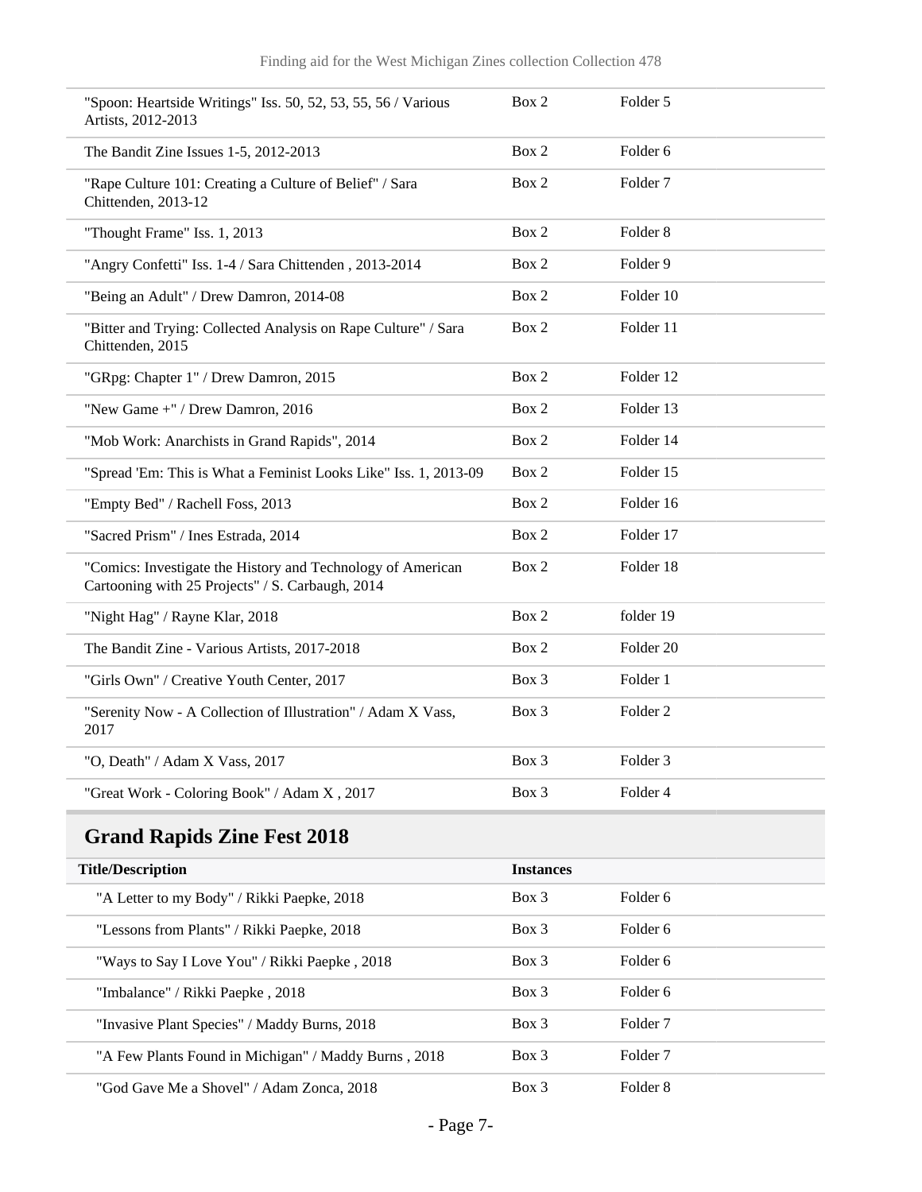| | | |
|---|---|---|
| "Spoon: Heartside Writings" Iss. 50, 52, 53, 55, 56 / Various Artists, 2012-2013 | Box 2 | Folder 5 |
| The Bandit Zine Issues 1-5, 2012-2013 | Box 2 | Folder 6 |
| "Rape Culture 101: Creating a Culture of Belief" / Sara Chittenden, 2013-12 | Box 2 | Folder 7 |
| "Thought Frame" Iss. 1, 2013 | Box 2 | Folder 8 |
| "Angry Confetti" Iss. 1-4 / Sara Chittenden , 2013-2014 | Box 2 | Folder 9 |
| "Being an Adult" / Drew Damron, 2014-08 | Box 2 | Folder 10 |
| "Bitter and Trying: Collected Analysis on Rape Culture" / Sara Chittenden, 2015 | Box 2 | Folder 11 |
| "GRpg: Chapter 1" / Drew Damron, 2015 | Box 2 | Folder 12 |
| "New Game +" / Drew Damron, 2016 | Box 2 | Folder 13 |
| "Mob Work: Anarchists in Grand Rapids", 2014 | Box 2 | Folder 14 |
| "Spread 'Em: This is What a Feminist Looks Like" Iss. 1, 2013-09 | Box 2 | Folder 15 |
| "Empty Bed" / Rachell Foss, 2013 | Box 2 | Folder 16 |
| "Sacred Prism" / Ines Estrada, 2014 | Box 2 | Folder 17 |
| "Comics: Investigate the History and Technology of American Cartooning with 25 Projects" / S. Carbaugh, 2014 | Box 2 | Folder 18 |
| "Night Hag" / Rayne Klar, 2018 | Box 2 | folder 19 |
| The Bandit Zine - Various Artists, 2017-2018 | Box 2 | Folder 20 |
| "Girls Own" / Creative Youth Center, 2017 | Box 3 | Folder 1 |
| "Serenity Now - A Collection of Illustration" / Adam X Vass, 2017 | Box 3 | Folder 2 |
| "O, Death" / Adam X Vass, 2017 | Box 3 | Folder 3 |
| "Great Work - Coloring Book" / Adam X , 2017 | Box 3 | Folder 4 |

## Grand Rapids Zine Fest 2018

| Title/Description | Instances | |
|---|---|---|
| "A Letter to my Body" / Rikki Paepke, 2018 | Box 3 | Folder 6 |
| "Lessons from Plants" / Rikki Paepke, 2018 | Box 3 | Folder 6 |
| "Ways to Say I Love You" / Rikki Paepke , 2018 | Box 3 | Folder 6 |
| "Imbalance" / Rikki Paepke , 2018 | Box 3 | Folder 6 |
| "Invasive Plant Species" / Maddy Burns, 2018 | Box 3 | Folder 7 |
| "A Few Plants Found in Michigan" / Maddy Burns , 2018 | Box 3 | Folder 7 |
| "God Gave Me a Shovel" / Adam Zonca, 2018 | Box 3 | Folder 8 |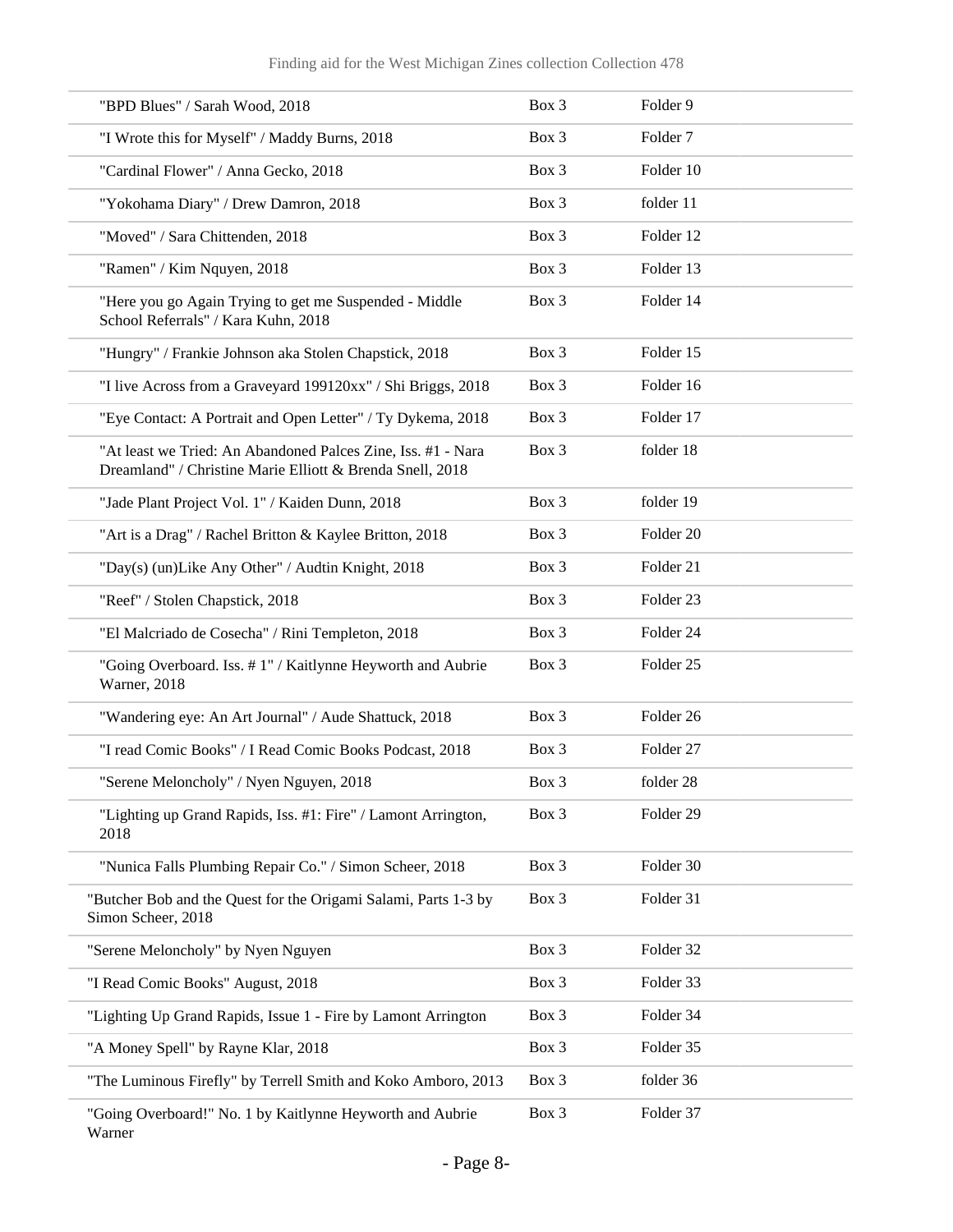| | | |
|---|---|---|
| "BPD Blues" / Sarah Wood, 2018 | Box 3 | Folder 9 |
| "I Wrote this for Myself" / Maddy Burns, 2018 | Box 3 | Folder 7 |
| "Cardinal Flower" / Anna Gecko, 2018 | Box 3 | Folder 10 |
| "Yokohama Diary" / Drew Damron, 2018 | Box 3 | folder 11 |
| "Moved" / Sara Chittenden, 2018 | Box 3 | Folder 12 |
| "Ramen" / Kim Nquyen, 2018 | Box 3 | Folder 13 |
| "Here you go Again Trying to get me Suspended - Middle School Referrals" / Kara Kuhn, 2018 | Box 3 | Folder 14 |
| "Hungry" / Frankie Johnson aka Stolen Chapstick, 2018 | Box 3 | Folder 15 |
| "I live Across from a Graveyard 199120xx" / Shi Briggs, 2018 | Box 3 | Folder 16 |
| "Eye Contact: A Portrait and Open Letter" / Ty Dykema, 2018 | Box 3 | Folder 17 |
| "At least we Tried: An Abandoned Palces Zine, Iss. #1 - Nara Dreamland" / Christine Marie Elliott & Brenda Snell, 2018 | Box 3 | folder 18 |
| "Jade Plant Project Vol. 1" / Kaiden Dunn, 2018 | Box 3 | folder 19 |
| "Art is a Drag" / Rachel Britton & Kaylee Britton, 2018 | Box 3 | Folder 20 |
| "Day(s) (un)Like Any Other" / Audtin Knight, 2018 | Box 3 | Folder 21 |
| "Reef" / Stolen Chapstick, 2018 | Box 3 | Folder 23 |
| "El Malcriado de Cosecha" / Rini Templeton, 2018 | Box 3 | Folder 24 |
| "Going Overboard. Iss. # 1" / Kaitlynne Heyworth and Aubrie Warner, 2018 | Box 3 | Folder 25 |
| "Wandering eye: An Art Journal" / Aude Shattuck, 2018 | Box 3 | Folder 26 |
| "I read Comic Books" / I Read Comic Books Podcast, 2018 | Box 3 | Folder 27 |
| "Serene Meloncholy" / Nyen Nguyen, 2018 | Box 3 | folder 28 |
| "Lighting up Grand Rapids, Iss. #1: Fire" / Lamont Arrington, 2018 | Box 3 | Folder 29 |
| "Nunica Falls Plumbing Repair Co." / Simon Scheer, 2018 | Box 3 | Folder 30 |
| "Butcher Bob and the Quest for the Origami Salami, Parts 1-3 by Simon Scheer, 2018 | Box 3 | Folder 31 |
| "Serene Meloncholy" by Nyen Nguyen | Box 3 | Folder 32 |
| "I Read Comic Books" August, 2018 | Box 3 | Folder 33 |
| "Lighting Up Grand Rapids, Issue 1 - Fire by Lamont Arrington | Box 3 | Folder 34 |
| "A Money Spell" by Rayne Klar, 2018 | Box 3 | Folder 35 |
| "The Luminous Firefly" by Terrell Smith and Koko Amboro, 2013 | Box 3 | folder 36 |
| "Going Overboard!" No. 1 by Kaitlynne Heyworth and Aubrie Warner | Box 3 | Folder 37 |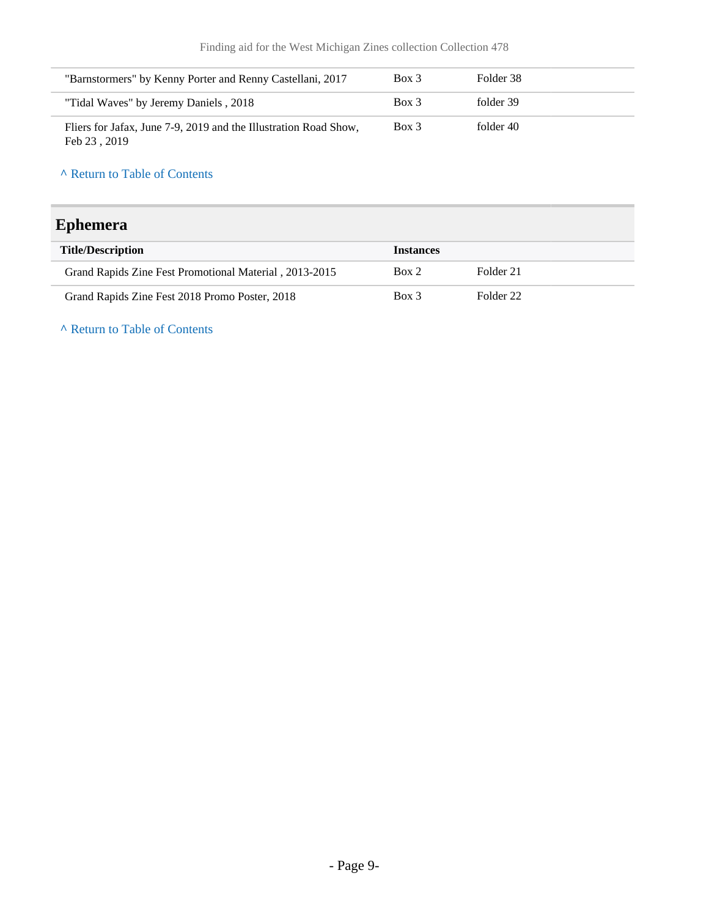| | | |
|---|---|---|
| "Barnstormers" by Kenny Porter and Renny Castellani, 2017 | Box 3 | Folder 38 |
| "Tidal Waves" by Jeremy Daniels , 2018 | Box 3 | folder 39 |
| Fliers for Jafax, June 7-9, 2019 and the Illustration Road Show, Feb 23 , 2019 | Box 3 | folder 40 |

^ Return to Table of Contents

## Ephemera

| Title/Description | Instances | |
|---|---|---|
| Grand Rapids Zine Fest Promotional Material , 2013-2015 | Box 2 | Folder 21 |
| Grand Rapids Zine Fest 2018 Promo Poster, 2018 | Box 3 | Folder 22 |

^ Return to Table of Contents